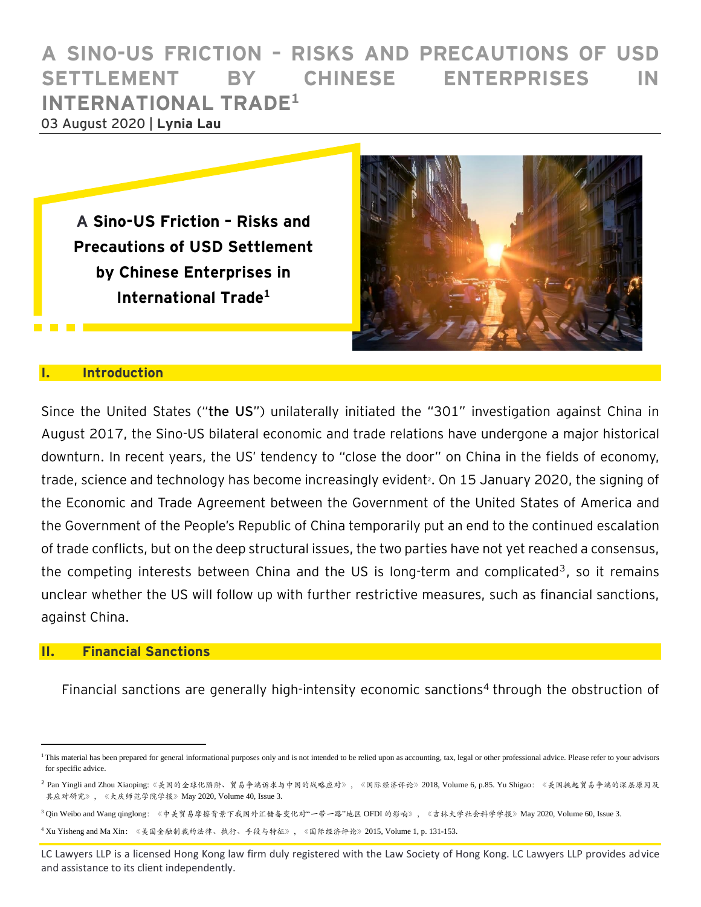# A SINO-US FRICTION – RISKS AND PRECAUTIONS OF USD SETTLEMENT BY CHINESE ENTERPRISES IN INTERNATIONAL TRADE[1]

03 August 2020 | **Lynia Lau**

**A Sino-US Friction – Risks and Precautions of USD Settlement by Chinese Enterprises in International Trade[1]**

## I. Introduction

Since the United States ("**the US**") unilaterally initiated the "301" investigation against China in August 2017, the Sino-US bilateral economic and trade relations have undergone a major historical downturn. In recent years, the US' tendency to "close the door" on China in the fields of economy, trade, science and technology has become increasingly evident[2]. On 15 January 2020, the signing of the Economic and Trade Agreement between the Government of the United States of America and the Government of the People's Republic of China temporarily put an end to the continued escalation of trade conflicts, but on the deep structural issues, the two parties have not yet reached a consensus, the competing interests between China and the US is long-term and complicated[3], so it remains unclear whether the US will follow up with further restrictive measures, such as financial sanctions, against China.

## II. Financial Sanctions

Financial sanctions are generally high-intensity economic sanctions[4] through the obstruction of

---

[1] This material has been prepared for general informational purposes only and is not intended to be relied upon as accounting, tax, legal or other professional advice. Please refer to your advisors for specific advice.

[2] Pan Yingli and Zhou Xiaoping: 《美国的全球化陷阱、贸易争端诉求与中国的战略应对》, 《国际经济评论》2018, Volume 6, p.85. Yu Shigao: 《美国挑起贸易争端的深层原因及其应对研究》, 《大庆师范学院学报》May 2020, Volume 40, Issue 3.

[3] Qin Weibo and Wang qinglong: 《中美贸易摩擦背景下我国外汇储备变化对"一带一路"地区 OFDI 的影响》, 《吉林大学社会科学学报》May 2020, Volume 60, Issue 3.

[4] Xu Yisheng and Ma Xin: 《美国金融制裁的法律、执行、手段与特征》, 《国际经济评论》2015, Volume 1, p. 131-153.

LC Lawyers LLP is a licensed Hong Kong law firm duly registered with the Law Society of Hong Kong. LC Lawyers LLP provides advice and assistance to its client independently.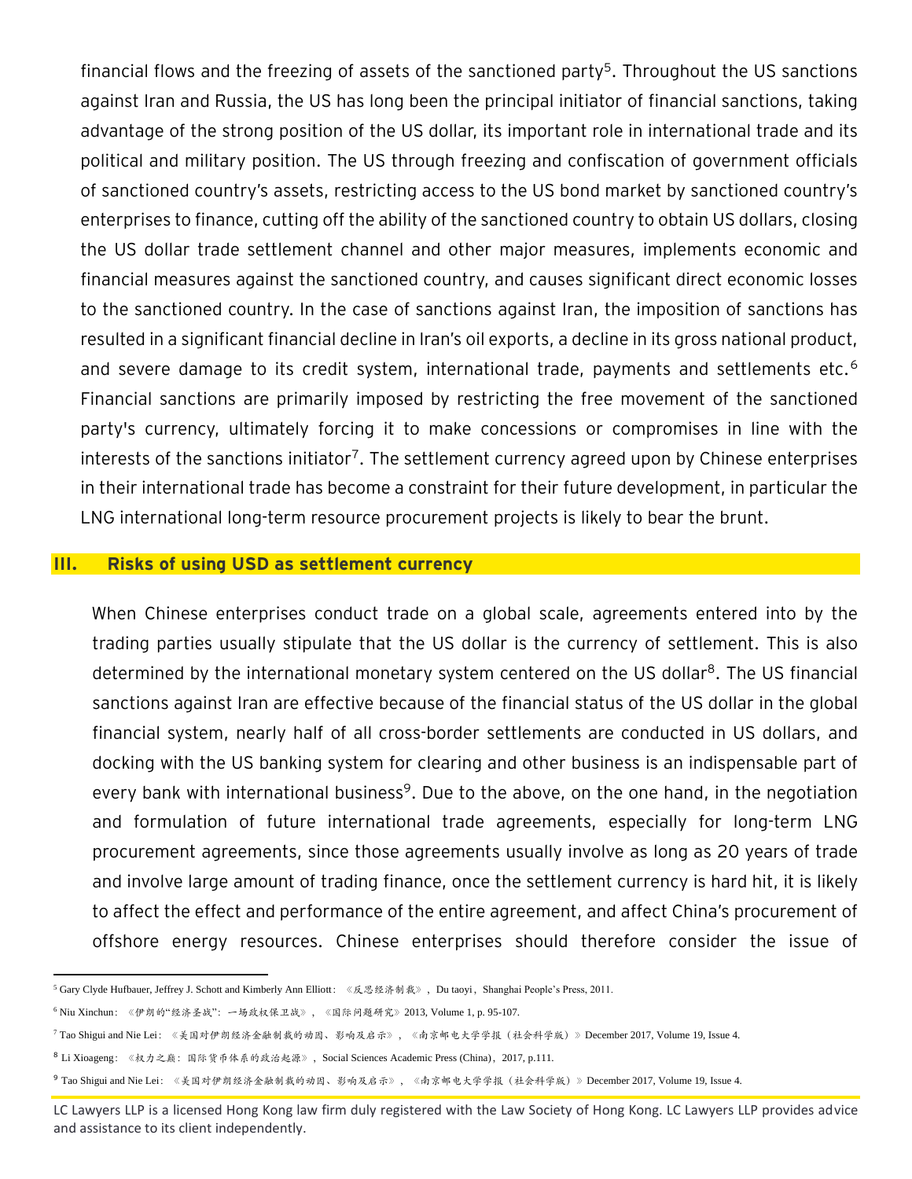financial flows and the freezing of assets of the sanctioned party[5]. Throughout the US sanctions against Iran and Russia, the US has long been the principal initiator of financial sanctions, taking advantage of the strong position of the US dollar, its important role in international trade and its political and military position. The US through freezing and confiscation of government officials of sanctioned country's assets, restricting access to the US bond market by sanctioned country's enterprises to finance, cutting off the ability of the sanctioned country to obtain US dollars, closing the US dollar trade settlement channel and other major measures, implements economic and financial measures against the sanctioned country, and causes significant direct economic losses to the sanctioned country. In the case of sanctions against Iran, the imposition of sanctions has resulted in a significant financial decline in Iran's oil exports, a decline in its gross national product, and severe damage to its credit system, international trade, payments and settlements etc.[6] Financial sanctions are primarily imposed by restricting the free movement of the sanctioned party's currency, ultimately forcing it to make concessions or compromises in line with the interests of the sanctions initiator[7]. The settlement currency agreed upon by Chinese enterprises in their international trade has become a constraint for their future development, in particular the LNG international long-term resource procurement projects is likely to bear the brunt.

## III. Risks of using USD as settlement currency

When Chinese enterprises conduct trade on a global scale, agreements entered into by the trading parties usually stipulate that the US dollar is the currency of settlement. This is also determined by the international monetary system centered on the US dollar[8]. The US financial sanctions against Iran are effective because of the financial status of the US dollar in the global financial system, nearly half of all cross-border settlements are conducted in US dollars, and docking with the US banking system for clearing and other business is an indispensable part of every bank with international business[9]. Due to the above, on the one hand, in the negotiation and formulation of future international trade agreements, especially for long-term LNG procurement agreements, since those agreements usually involve as long as 20 years of trade and involve large amount of trading finance, once the settlement currency is hard hit, it is likely to affect the effect and performance of the entire agreement, and affect China's procurement of offshore energy resources. Chinese enterprises should therefore consider the issue of

---

[5] Gary Clyde Hufbauer, Jeffrey J. Schott and Kimberly Ann Elliott：《反思经济制裁》，Du taoyi，Shanghai People's Press, 2011.

[6] Niu Xinchun：《伊朗的"经济圣战"：一场政权保卫战》，《国际问题研究》2013, Volume 1, p. 95-107.

[7] Tao Shigui and Nie Lei：《美国对伊朗经济金融制裁的动因、影响及启示》，《南京邮电大学学报（社会科学版）》December 2017, Volume 19, Issue 4.

[8] Li Xioageng：《权力之巅：国际货币体系的政治起源》，Social Sciences Academic Press (China)，2017, p.111.

[9] Tao Shigui and Nie Lei：《美国对伊朗经济金融制裁的动因、影响及启示》，《南京邮电大学学报（社会科学版）》December 2017, Volume 19, Issue 4.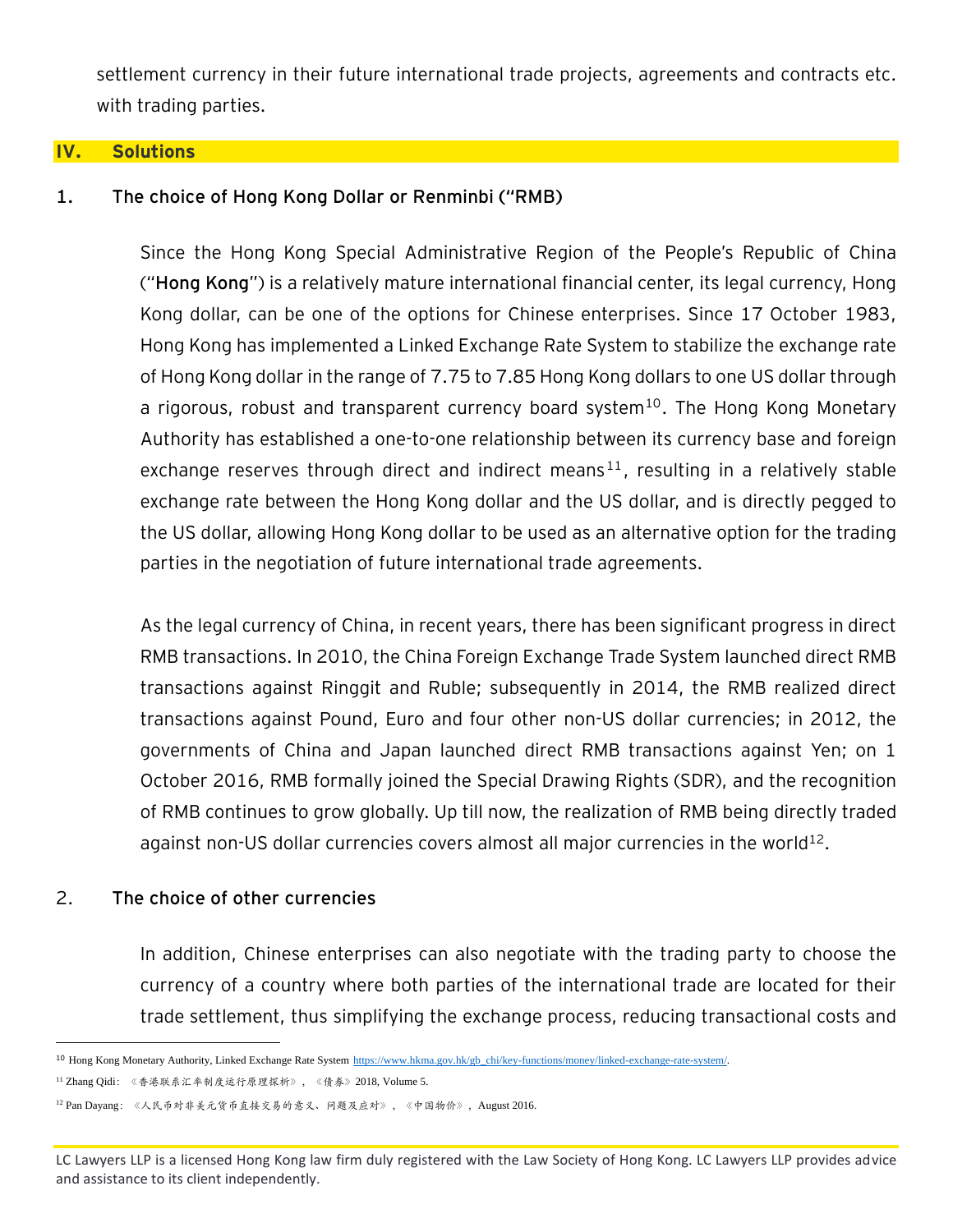settlement currency in their future international trade projects, agreements and contracts etc. with trading parties.

## IV. Solutions

### 1. The choice of Hong Kong Dollar or Renminbi ("RMB)

Since the Hong Kong Special Administrative Region of the People's Republic of China ("**Hong Kong**") is a relatively mature international financial center, its legal currency, Hong Kong dollar, can be one of the options for Chinese enterprises. Since 17 October 1983, Hong Kong has implemented a Linked Exchange Rate System to stabilize the exchange rate of Hong Kong dollar in the range of 7.75 to 7.85 Hong Kong dollars to one US dollar through a rigorous, robust and transparent currency board system[10]. The Hong Kong Monetary Authority has established a one-to-one relationship between its currency base and foreign exchange reserves through direct and indirect means[11], resulting in a relatively stable exchange rate between the Hong Kong dollar and the US dollar, and is directly pegged to the US dollar, allowing Hong Kong dollar to be used as an alternative option for the trading parties in the negotiation of future international trade agreements.

As the legal currency of China, in recent years, there has been significant progress in direct RMB transactions. In 2010, the China Foreign Exchange Trade System launched direct RMB transactions against Ringgit and Ruble; subsequently in 2014, the RMB realized direct transactions against Pound, Euro and four other non-US dollar currencies; in 2012, the governments of China and Japan launched direct RMB transactions against Yen; on 1 October 2016, RMB formally joined the Special Drawing Rights (SDR), and the recognition of RMB continues to grow globally. Up till now, the realization of RMB being directly traded against non-US dollar currencies covers almost all major currencies in the world[12].

### 2. The choice of other currencies

In addition, Chinese enterprises can also negotiate with the trading party to choose the currency of a country where both parties of the international trade are located for their trade settlement, thus simplifying the exchange process, reducing transactional costs and

---

[10] Hong Kong Monetary Authority, Linked Exchange Rate System https://www.hkma.gov.hk/gb_chi/key-functions/money/linked-exchange-rate-system/.

[11] Zhang Qidi：《香港联系汇率制度运行原理探析》，《债券》2018, Volume 5.

[12] Pan Dayang：《人民币对非美元货币直接交易的意义、问题及应对》，《中国物价》，August 2016.

LC Lawyers LLP is a licensed Hong Kong law firm duly registered with the Law Society of Hong Kong. LC Lawyers LLP provides advice and assistance to its client independently.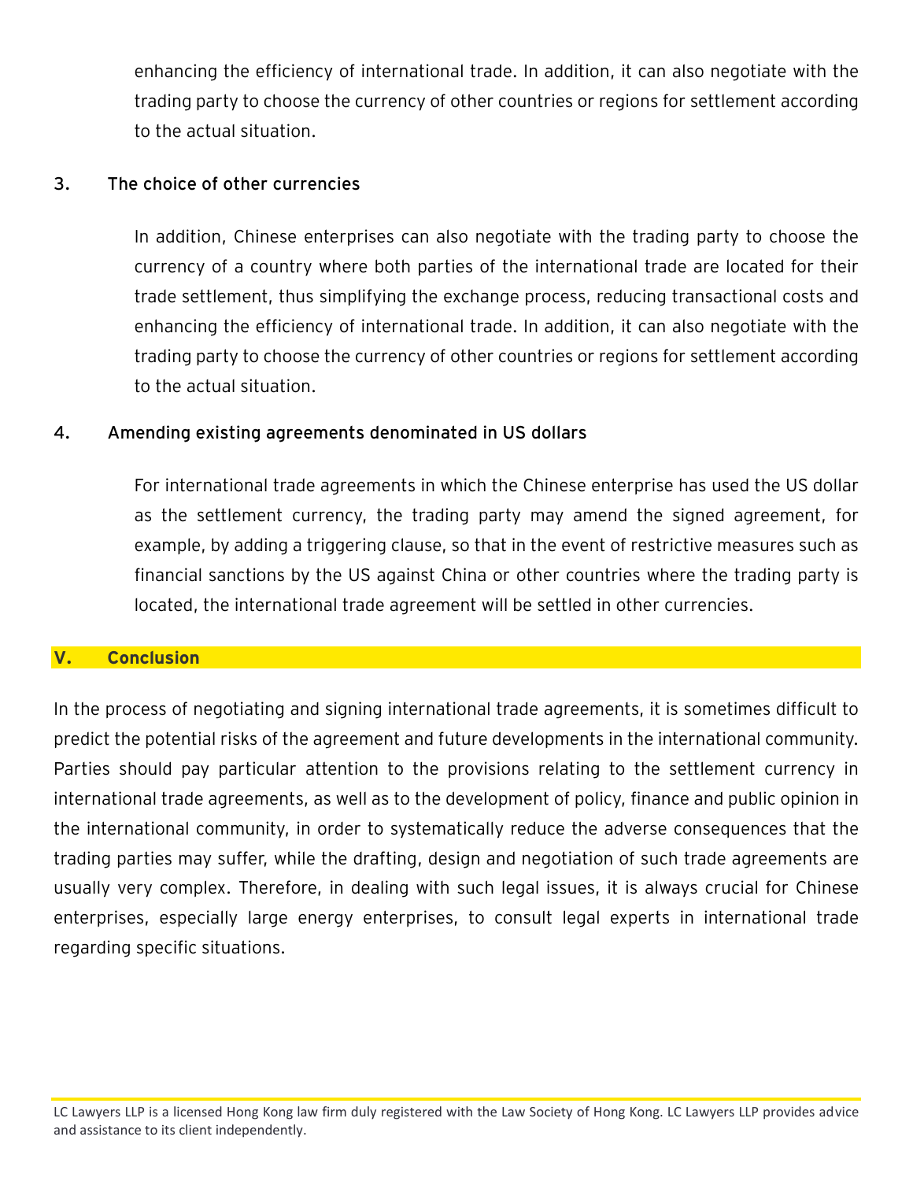enhancing the efficiency of international trade. In addition, it can also negotiate with the trading party to choose the currency of other countries or regions for settlement according to the actual situation.

### 3. The choice of other currencies

In addition, Chinese enterprises can also negotiate with the trading party to choose the currency of a country where both parties of the international trade are located for their trade settlement, thus simplifying the exchange process, reducing transactional costs and enhancing the efficiency of international trade. In addition, it can also negotiate with the trading party to choose the currency of other countries or regions for settlement according to the actual situation.

### 4. Amending existing agreements denominated in US dollars

For international trade agreements in which the Chinese enterprise has used the US dollar as the settlement currency, the trading party may amend the signed agreement, for example, by adding a triggering clause, so that in the event of restrictive measures such as financial sanctions by the US against China or other countries where the trading party is located, the international trade agreement will be settled in other currencies.

## V. Conclusion

In the process of negotiating and signing international trade agreements, it is sometimes difficult to predict the potential risks of the agreement and future developments in the international community. Parties should pay particular attention to the provisions relating to the settlement currency in international trade agreements, as well as to the development of policy, finance and public opinion in the international community, in order to systematically reduce the adverse consequences that the trading parties may suffer, while the drafting, design and negotiation of such trade agreements are usually very complex. Therefore, in dealing with such legal issues, it is always crucial for Chinese enterprises, especially large energy enterprises, to consult legal experts in international trade regarding specific situations.

LC Lawyers LLP is a licensed Hong Kong law firm duly registered with the Law Society of Hong Kong. LC Lawyers LLP provides advice and assistance to its client independently.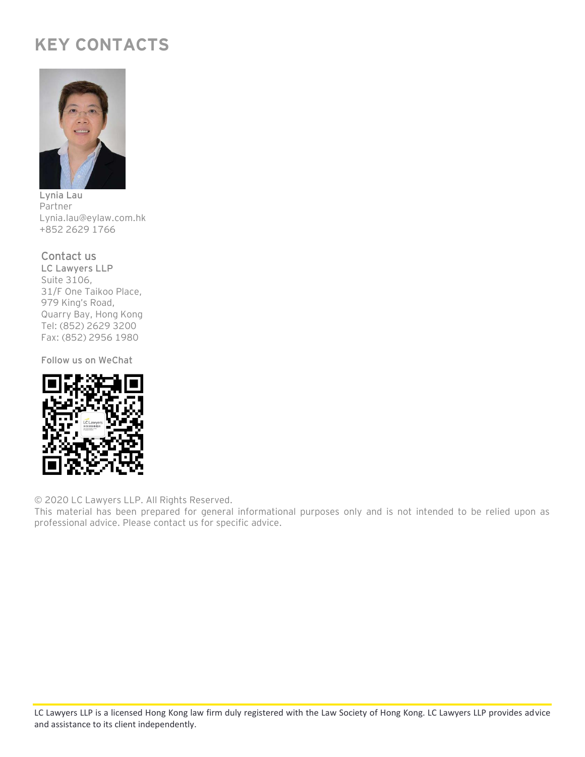# KEY CONTACTS

**Lynia Lau**
Partner
Lynia.lau@eylaw.com.hk
+852 2629 1766

## Contact us

**LC Lawyers LLP**
Suite 3106,
31/F One Taikoo Place,
979 King's Road,
Quarry Bay, Hong Kong
Tel: (852) 2629 3200
Fax: (852) 2956 1980

Follow us on WeChat

© 2020 LC Lawyers LLP. All Rights Reserved.
This material has been prepared for general informational purposes only and is not intended to be relied upon as professional advice. Please contact us for specific advice.

LC Lawyers LLP is a licensed Hong Kong law firm duly registered with the Law Society of Hong Kong. LC Lawyers LLP provides advice and assistance to its client independently.